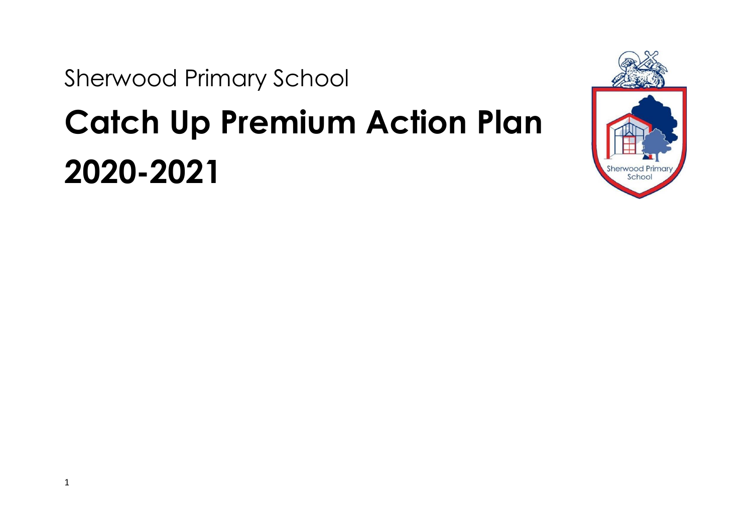Sherwood Primary School

# Catch Up Premium Action Plan 2020-2021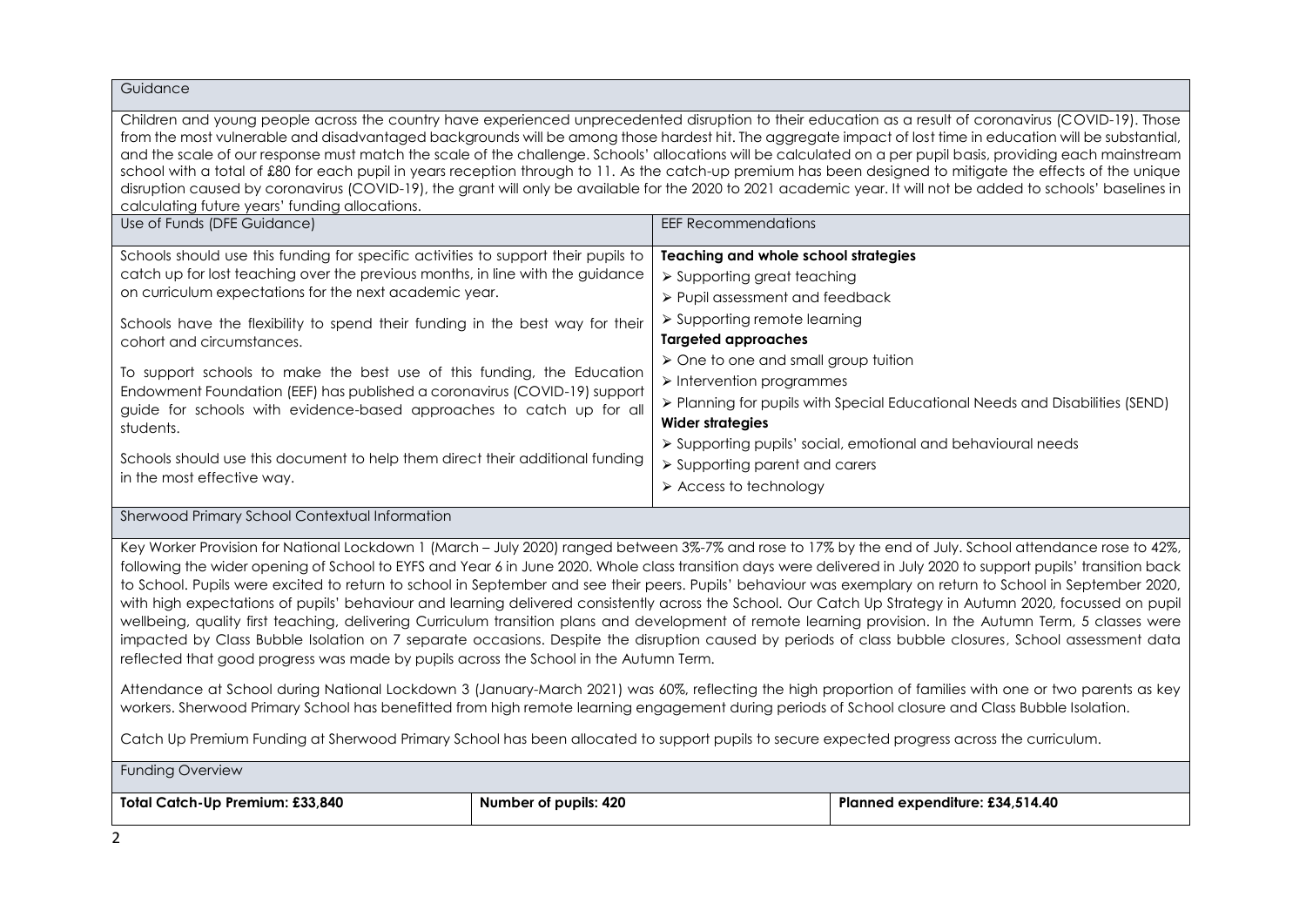## Guidance

Children and young people across the country have experienced unprecedented disruption to their education as a result of coronavirus (COVID-19). Those from the most vulnerable and disadvantaged backgrounds will be among those hardest hit. The aggregate impact of lost time in education will be substantial, and the scale of our response must match the scale of the challenge. Schools' allocations will be calculated on a per pupil basis, providing each mainstream school with a total of £80 for each pupil in years reception through to 11. As the catch-up premium has been designed to mitigate the effects of the unique disruption caused by coronavirus (COVID-19), the grant will only be available for the 2020 to 2021 academic year. It will not be added to schools' baselines in calculating future years' funding allocations.

| Use of Funds (DFE Guidance) | EEF Recommendations |
| --- | --- |
| Schools should use this funding for specific activities to support their pupils to catch up for lost teaching over the previous months, in line with the guidance on curriculum expectations for the next academic year.<br><br>Schools have the flexibility to spend their funding in the best way for their cohort and circumstances.<br><br>To support schools to make the best use of this funding, the Education Endowment Foundation (EEF) has published a coronavirus (COVID-19) support guide for schools with evidence-based approaches to catch up for all students.<br><br>Schools should use this document to help them direct their additional funding in the most effective way. | **Teaching and whole school strategies**<br>➢ Supporting great teaching<br>➢ Pupil assessment and feedback<br>➢ Supporting remote learning<br>**Targeted approaches**<br>➢ One to one and small group tuition<br>➢ Intervention programmes<br>➢ Planning for pupils with Special Educational Needs and Disabilities (SEND)<br>**Wider strategies**<br>➢ Supporting pupils' social, emotional and behavioural needs<br>➢ Supporting parent and carers<br>➢ Access to technology |

## Sherwood Primary School Contextual Information

Key Worker Provision for National Lockdown 1 (March – July 2020) ranged between 3%-7% and rose to 17% by the end of July. School attendance rose to 42%, following the wider opening of School to EYFS and Year 6 in June 2020. Whole class transition days were delivered in July 2020 to support pupils' transition back to School. Pupils were excited to return to school in September and see their peers. Pupils' behaviour was exemplary on return to School in September 2020, with high expectations of pupils' behaviour and learning delivered consistently across the School. Our Catch Up Strategy in Autumn 2020, focussed on pupil wellbeing, quality first teaching, delivering Curriculum transition plans and development of remote learning provision. In the Autumn Term, 5 classes were impacted by Class Bubble Isolation on 7 separate occasions. Despite the disruption caused by periods of class bubble closures, School assessment data reflected that good progress was made by pupils across the School in the Autumn Term.

Attendance at School during National Lockdown 3 (January-March 2021) was 60%, reflecting the high proportion of families with one or two parents as key workers. Sherwood Primary School has benefitted from high remote learning engagement during periods of School closure and Class Bubble Isolation.

Catch Up Premium Funding at Sherwood Primary School has been allocated to support pupils to secure expected progress across the curriculum.

## Funding Overview

| Total Catch-Up Premium: £33,840 | Number of pupils: 420 | Planned expenditure: £34,514.40 |
| --- | --- | --- |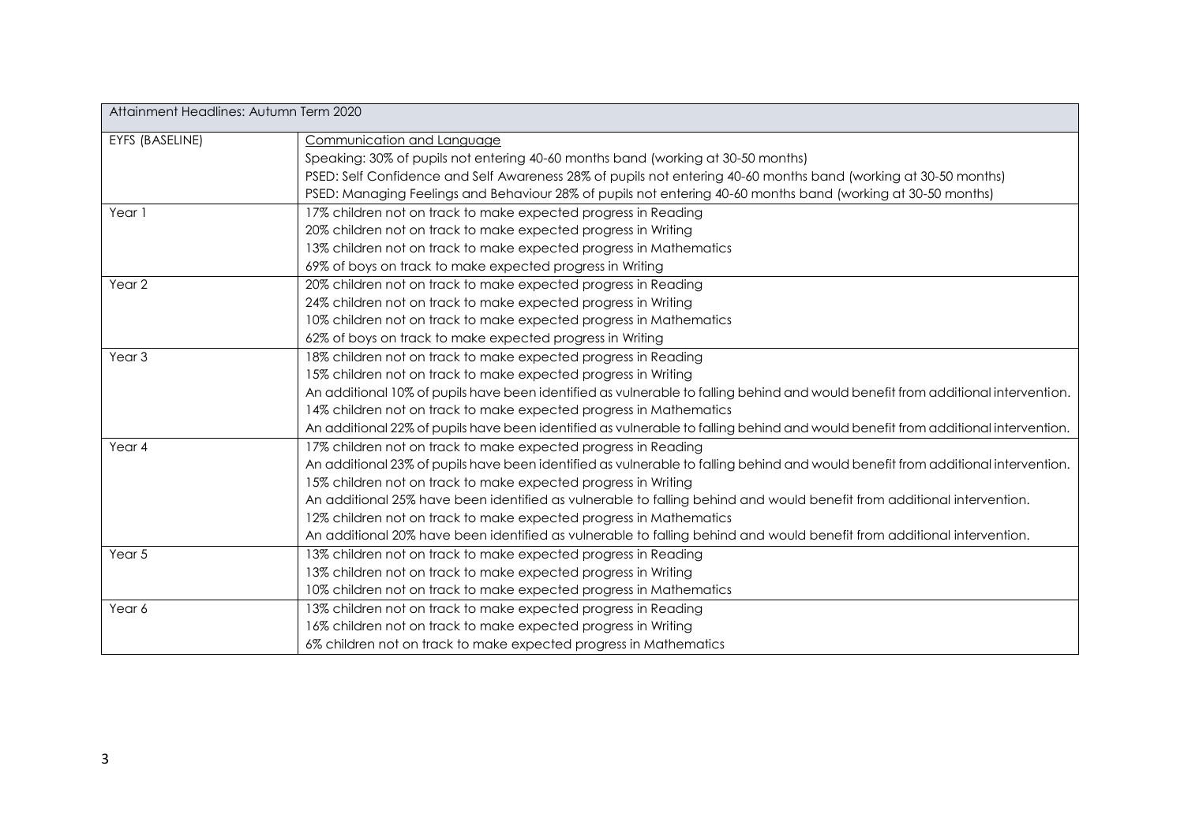| Attainment Headlines: Autumn Term 2020 | |
|---|---|
| EYFS (BASELINE) | <u>Communication and Language</u><br>Speaking: 30% of pupils not entering 40-60 months band (working at 30-50 months)<br>PSED: Self Confidence and Self Awareness 28% of pupils not entering 40-60 months band (working at 30-50 months)<br>PSED: Managing Feelings and Behaviour 28% of pupils not entering 40-60 months band (working at 30-50 months) |
| Year 1 | 17% children not on track to make expected progress in Reading<br>20% children not on track to make expected progress in Writing<br>13% children not on track to make expected progress in Mathematics<br>69% of boys on track to make expected progress in Writing |
| Year 2 | 20% children not on track to make expected progress in Reading<br>24% children not on track to make expected progress in Writing<br>10% children not on track to make expected progress in Mathematics<br>62% of boys on track to make expected progress in Writing |
| Year 3 | 18% children not on track to make expected progress in Reading<br>15% children not on track to make expected progress in Writing<br>An additional 10% of pupils have been identified as vulnerable to falling behind and would benefit from additional intervention.<br>14% children not on track to make expected progress in Mathematics<br>An additional 22% of pupils have been identified as vulnerable to falling behind and would benefit from additional intervention. |
| Year 4 | 17% children not on track to make expected progress in Reading<br>An additional 23% of pupils have been identified as vulnerable to falling behind and would benefit from additional intervention.<br>15% children not on track to make expected progress in Writing<br>An additional 25% have been identified as vulnerable to falling behind and would benefit from additional intervention.<br>12% children not on track to make expected progress in Mathematics<br>An additional 20% have been identified as vulnerable to falling behind and would benefit from additional intervention. |
| Year 5 | 13% children not on track to make expected progress in Reading<br>13% children not on track to make expected progress in Writing<br>10% children not on track to make expected progress in Mathematics |
| Year 6 | 13% children not on track to make expected progress in Reading<br>16% children not on track to make expected progress in Writing<br>6% children not on track to make expected progress in Mathematics |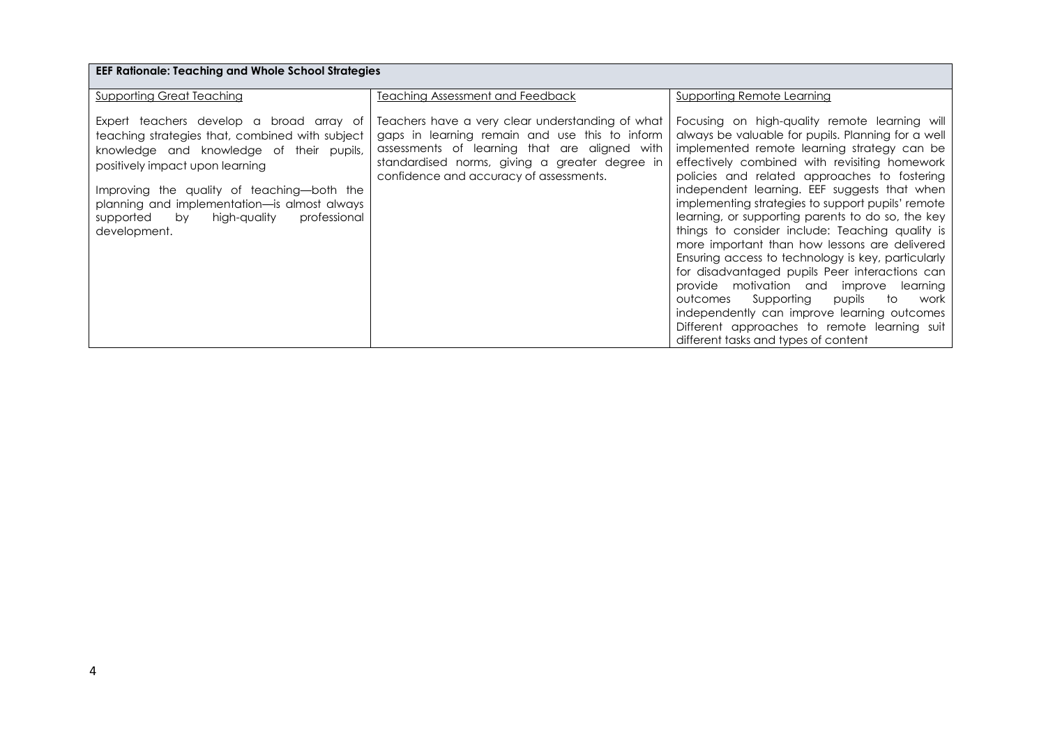| EEF Rationale: Teaching and Whole School Strategies | | |
|---|---|---|
| Supporting Great Teaching | Teaching Assessment and Feedback | Supporting Remote Learning |
| Expert teachers develop a broad array of teaching strategies that, combined with subject knowledge and knowledge of their pupils, positively impact upon learning<br><br>Improving the quality of teaching—both the planning and implementation—is almost always supported by high-quality professional development. | Teachers have a very clear understanding of what gaps in learning remain and use this to inform assessments of learning that are aligned with standardised norms, giving a greater degree in confidence and accuracy of assessments. | Focusing on high-quality remote learning will always be valuable for pupils. Planning for a well implemented remote learning strategy can be effectively combined with revisiting homework policies and related approaches to fostering independent learning. EEF suggests that when implementing strategies to support pupils' remote learning, or supporting parents to do so, the key things to consider include: Teaching quality is more important than how lessons are delivered Ensuring access to technology is key, particularly for disadvantaged pupils Peer interactions can provide motivation and improve learning outcomes Supporting pupils to work independently can improve learning outcomes Different approaches to remote learning suit different tasks and types of content |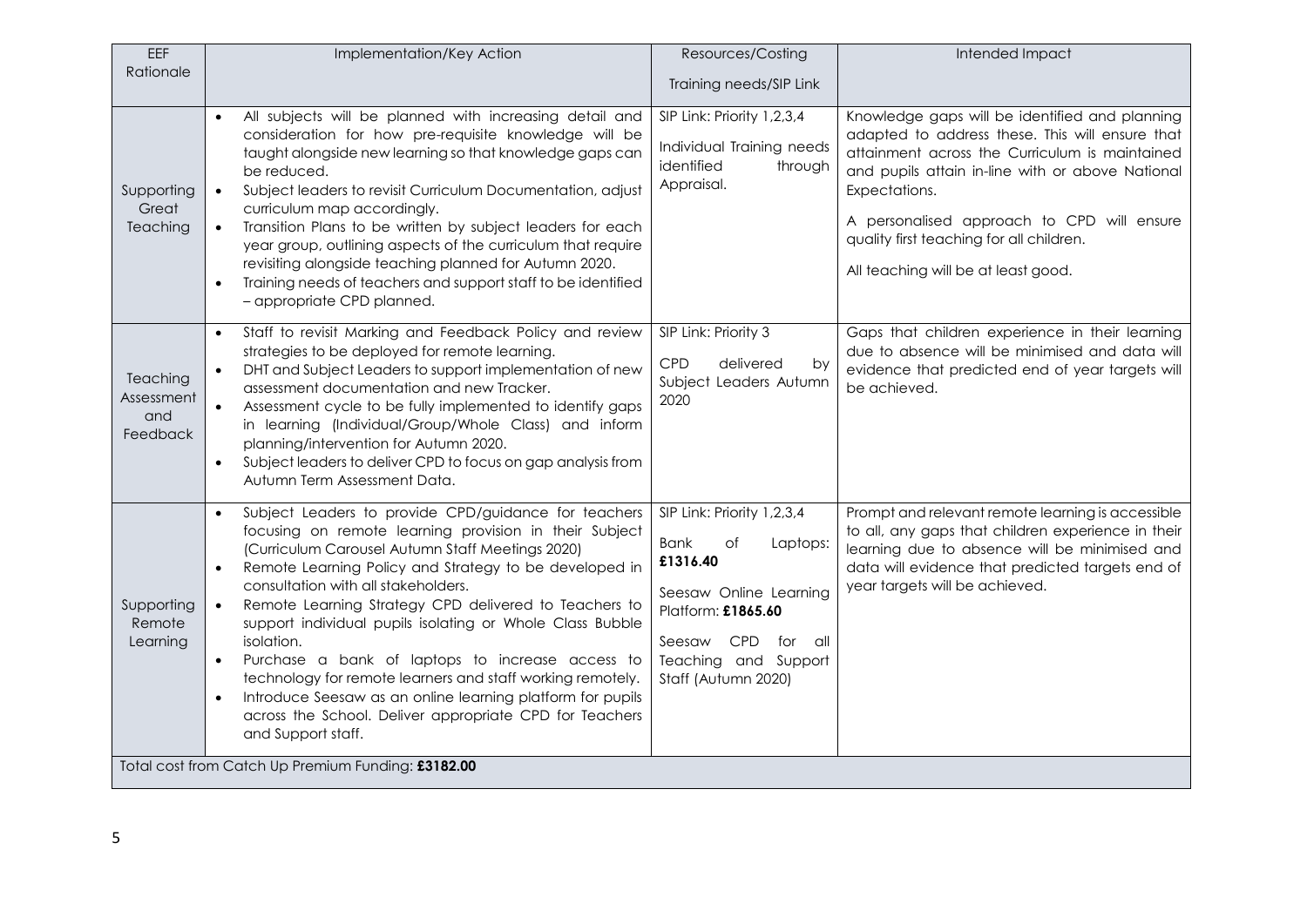| EEF Rationale | Implementation/Key Action | Resources/Costing<br><br>Training needs/SIP Link | Intended Impact |
|---|---|---|---|
| Supporting Great Teaching | • All subjects will be planned with increasing detail and consideration for how pre-requisite knowledge will be taught alongside new learning so that knowledge gaps can be reduced.<br>• Subject leaders to revisit Curriculum Documentation, adjust curriculum map accordingly.<br>• Transition Plans to be written by subject leaders for each year group, outlining aspects of the curriculum that require revisiting alongside teaching planned for Autumn 2020.<br>• Training needs of teachers and support staff to be identified – appropriate CPD planned. | SIP Link: Priority 1,2,3,4<br><br>Individual Training needs identified through Appraisal. | Knowledge gaps will be identified and planning adapted to address these. This will ensure that attainment across the Curriculum is maintained and pupils attain in-line with or above National Expectations.<br><br>A personalised approach to CPD will ensure quality first teaching for all children.<br><br>All teaching will be at least good. |
| Teaching Assessment and Feedback | • Staff to revisit Marking and Feedback Policy and review strategies to be deployed for remote learning.<br>• DHT and Subject Leaders to support implementation of new assessment documentation and new Tracker.<br>• Assessment cycle to be fully implemented to identify gaps in learning (Individual/Group/Whole Class) and inform planning/intervention for Autumn 2020.<br>• Subject leaders to deliver CPD to focus on gap analysis from Autumn Term Assessment Data. | SIP Link: Priority 3<br><br>CPD delivered by Subject Leaders Autumn 2020 | Gaps that children experience in their learning due to absence will be minimised and data will evidence that predicted end of year targets will be achieved. |
| Supporting Remote Learning | • Subject Leaders to provide CPD/guidance for teachers focusing on remote learning provision in their Subject (Curriculum Carousel Autumn Staff Meetings 2020)<br>• Remote Learning Policy and Strategy to be developed in consultation with all stakeholders.<br>• Remote Learning Strategy CPD delivered to Teachers to support individual pupils isolating or Whole Class Bubble isolation.<br>• Purchase a bank of laptops to increase access to technology for remote learners and staff working remotely.<br>• Introduce Seesaw as an online learning platform for pupils across the School. Deliver appropriate CPD for Teachers and Support staff. | SIP Link: Priority 1,2,3,4<br><br>Bank of Laptops: **£1316.40**<br><br>Seesaw Online Learning Platform: **£1865.60**<br><br>Seesaw CPD for all Teaching and Support Staff (Autumn 2020) | Prompt and relevant remote learning is accessible to all, any gaps that children experience in their learning due to absence will be minimised and data will evidence that predicted targets end of year targets will be achieved. |
| Total cost from Catch Up Premium Funding: **£3182.00** | | | |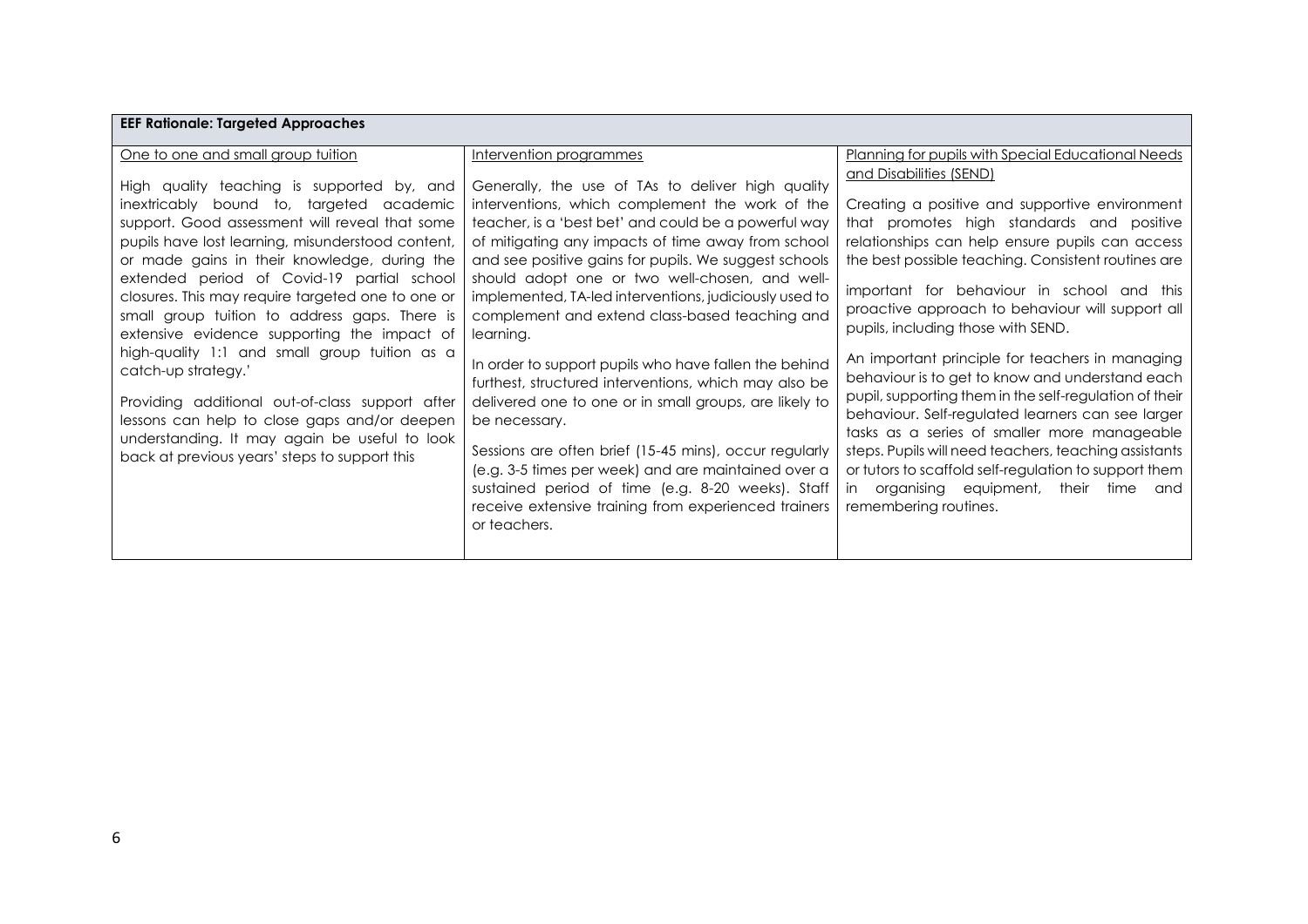| EEF Rationale: Targeted Approaches | | |
|---|---|---|
| <u>One to one and small group tuition</u><br><br>High quality teaching is supported by, and inextricably bound to, targeted academic support. Good assessment will reveal that some pupils have lost learning, misunderstood content, or made gains in their knowledge, during the extended period of Covid-19 partial school closures. This may require targeted one to one or small group tuition to address gaps. There is extensive evidence supporting the impact of high-quality 1:1 and small group tuition as a catch-up strategy.'<br><br>Providing additional out-of-class support after lessons can help to close gaps and/or deepen understanding. It may again be useful to look back at previous years' steps to support this | <u>Intervention programmes</u><br><br>Generally, the use of TAs to deliver high quality interventions, which complement the work of the teacher, is a 'best bet' and could be a powerful way of mitigating any impacts of time away from school and see positive gains for pupils. We suggest schools should adopt one or two well-chosen, and well-implemented, TA-led interventions, judiciously used to complement and extend class-based teaching and learning.<br><br>In order to support pupils who have fallen the behind furthest, structured interventions, which may also be delivered one to one or in small groups, are likely to be necessary.<br><br>Sessions are often brief (15-45 mins), occur regularly (e.g. 3-5 times per week) and are maintained over a sustained period of time (e.g. 8-20 weeks). Staff receive extensive training from experienced trainers or teachers. | <u>Planning for pupils with Special Educational Needs and Disabilities (SEND)</u><br><br>Creating a positive and supportive environment that promotes high standards and positive relationships can help ensure pupils can access the best possible teaching. Consistent routines are important for behaviour in school and this proactive approach to behaviour will support all pupils, including those with SEND.<br><br>An important principle for teachers in managing behaviour is to get to know and understand each pupil, supporting them in the self-regulation of their behaviour. Self-regulated learners can see larger tasks as a series of smaller more manageable steps. Pupils will need teachers, teaching assistants or tutors to scaffold self-regulation to support them in organising equipment, their time and remembering routines. |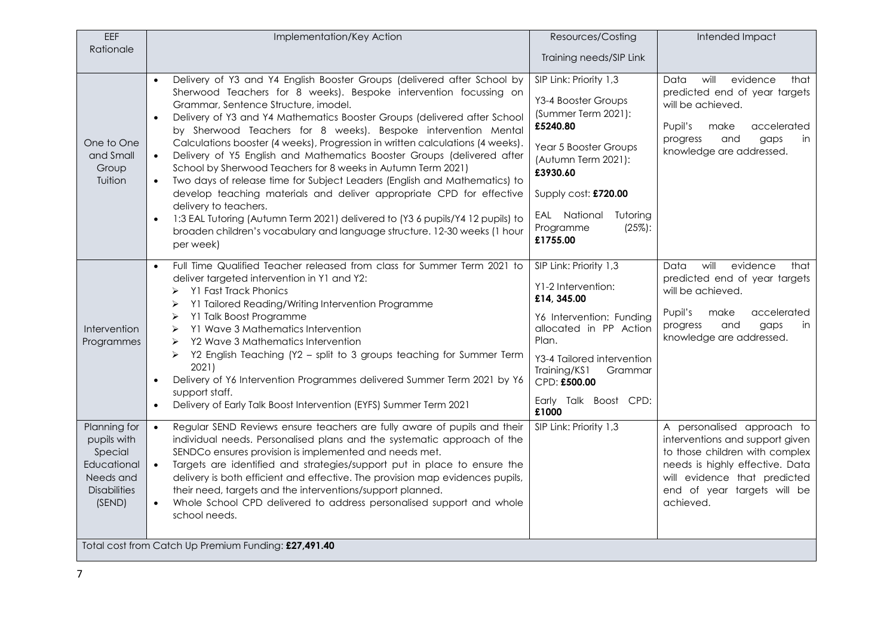| EEF Rationale | Implementation/Key Action | Resources/Costing<br><br>Training needs/SIP Link | Intended Impact |
|---|---|---|---|
| One to One and Small Group Tuition | • Delivery of Y3 and Y4 English Booster Groups (delivered after School by Sherwood Teachers for 8 weeks). Bespoke intervention focussing on Grammar, Sentence Structure, imodel.<br>• Delivery of Y3 and Y4 Mathematics Booster Groups (delivered after School by Sherwood Teachers for 8 weeks). Bespoke intervention Mental Calculations booster (4 weeks), Progression in written calculations (4 weeks).<br>• Delivery of Y5 English and Mathematics Booster Groups (delivered after School by Sherwood Teachers for 8 weeks in Autumn Term 2021)<br>• Two days of release time for Subject Leaders (English and Mathematics) to develop teaching materials and deliver appropriate CPD for effective delivery to teachers.<br>• 1:3 EAL Tutoring (Autumn Term 2021) delivered to (Y3 6 pupils/Y4 12 pupils) to broaden children's vocabulary and language structure. 12-30 weeks (1 hour per week) | SIP Link: Priority 1,3<br><br>Y3-4 Booster Groups (Summer Term 2021): **£5240.80**<br><br>Year 5 Booster Groups (Autumn Term 2021): **£3930.60**<br><br>Supply cost: **£720.00**<br><br>EAL National Tutoring Programme (25%): **£1755.00** | Data will evidence that predicted end of year targets will be achieved.<br><br>Pupil's make accelerated progress and gaps in knowledge are addressed. |
| Intervention Programmes | • Full Time Qualified Teacher released from class for Summer Term 2021 to deliver targeted intervention in Y1 and Y2:<br>➢ Y1 Fast Track Phonics<br>➢ Y1 Tailored Reading/Writing Intervention Programme<br>➢ Y1 Talk Boost Programme<br>➢ Y1 Wave 3 Mathematics Intervention<br>➢ Y2 Wave 3 Mathematics Intervention<br>➢ Y2 English Teaching (Y2 – split to 3 groups teaching for Summer Term 2021)<br>• Delivery of Y6 Intervention Programmes delivered Summer Term 2021 by Y6 support staff.<br>• Delivery of Early Talk Boost Intervention (EYFS) Summer Term 2021 | SIP Link: Priority 1,3<br><br>Y1-2 Intervention: **£14, 345.00**<br><br>Y6 Intervention: Funding allocated in PP Action Plan.<br><br>Y3-4 Tailored intervention Training/KS1 Grammar CPD: **£500.00**<br><br>Early Talk Boost CPD: **£1000** | Data will evidence that predicted end of year targets will be achieved.<br><br>Pupil's make accelerated progress and gaps in knowledge are addressed. |
| Planning for pupils with Special Educational Needs and Disabilities (SEND) | • Regular SEND Reviews ensure teachers are fully aware of pupils and their individual needs. Personalised plans and the systematic approach of the SENDCo ensures provision is implemented and needs met.<br>• Targets are identified and strategies/support put in place to ensure the delivery is both efficient and effective. The provision map evidences pupils, their need, targets and the interventions/support planned.<br>• Whole School CPD delivered to address personalised support and whole school needs. | SIP Link: Priority 1,3 | A personalised approach to interventions and support given to those children with complex needs is highly effective. Data will evidence that predicted end of year targets will be achieved. |
| Total cost from Catch Up Premium Funding: **£27,491.40** | | | |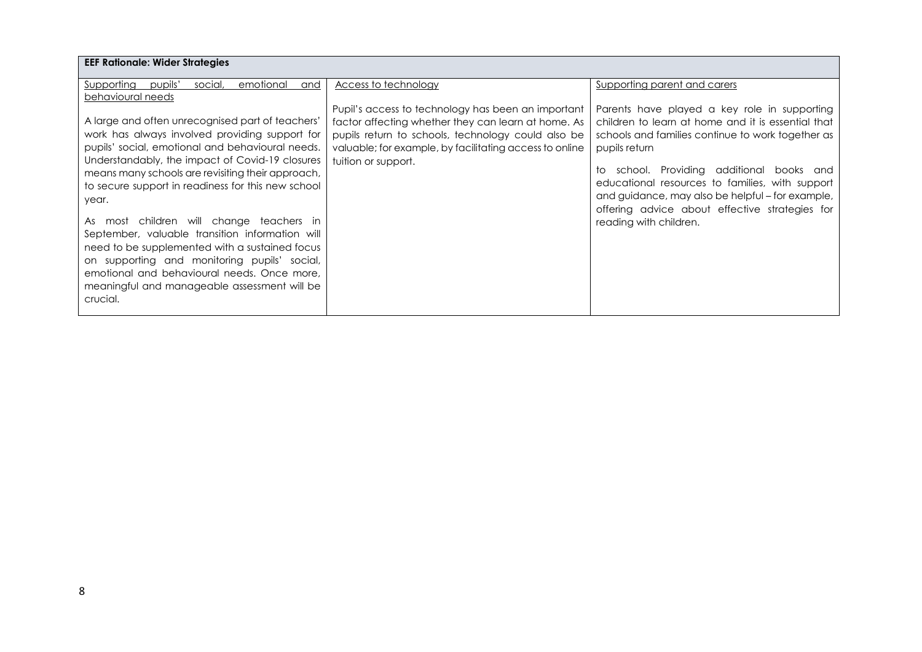| EEF Rationale: Wider Strategies | | |
|---|---|---|
| Supporting pupils' social, emotional and behavioural needs<br><br>A large and often unrecognised part of teachers' work has always involved providing support for pupils' social, emotional and behavioural needs. Understandably, the impact of Covid-19 closures means many schools are revisiting their approach, to secure support in readiness for this new school year.<br><br>As most children will change teachers in September, valuable transition information will need to be supplemented with a sustained focus on supporting and monitoring pupils' social, emotional and behavioural needs. Once more, meaningful and manageable assessment will be crucial. | Access to technology<br><br>Pupil's access to technology has been an important factor affecting whether they can learn at home. As pupils return to schools, technology could also be valuable; for example, by facilitating access to online tuition or support. | Supporting parent and carers<br><br>Parents have played a key role in supporting children to learn at home and it is essential that schools and families continue to work together as pupils return<br><br>to school. Providing additional books and educational resources to families, with support and guidance, may also be helpful – for example, offering advice about effective strategies for reading with children. |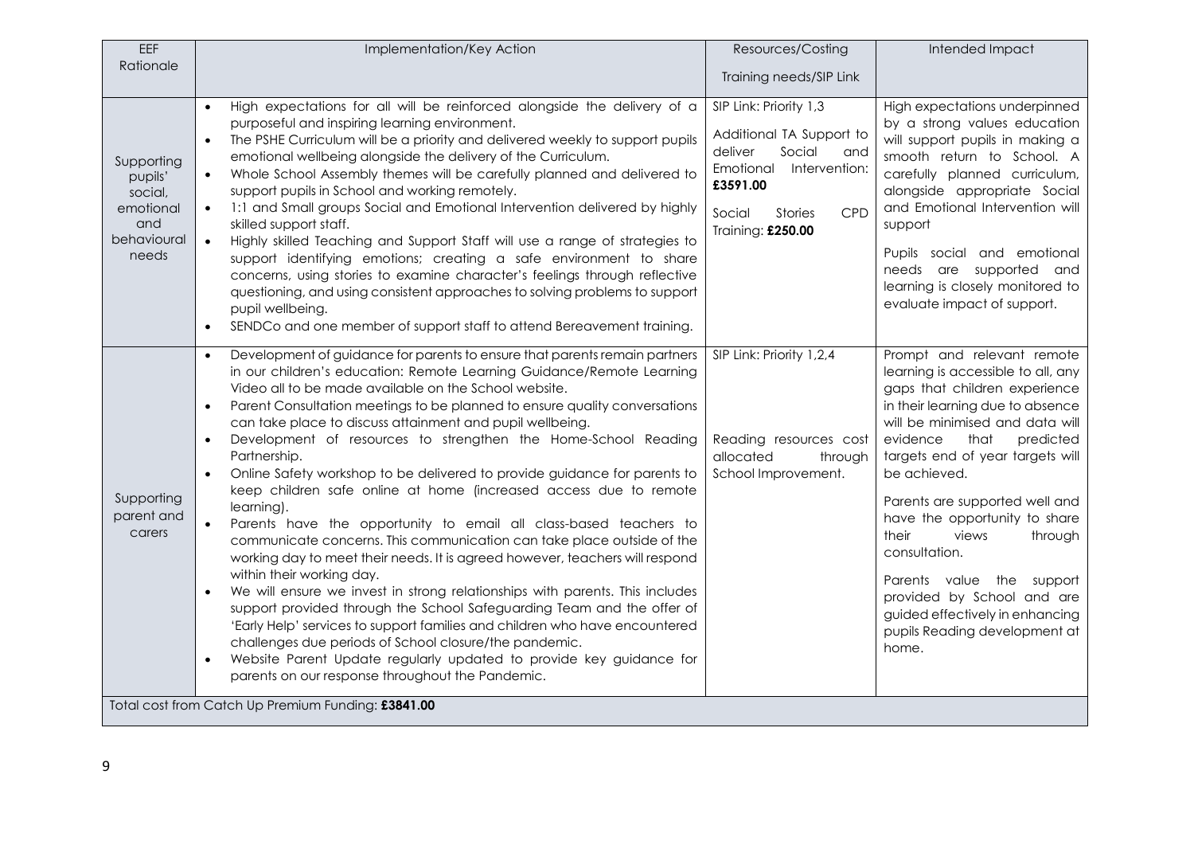| EEF Rationale | Implementation/Key Action | Resources/Costing<br><br>Training needs/SIP Link | Intended Impact |
|---|---|---|---|
| Supporting pupils' social, emotional and behavioural needs | • High expectations for all will be reinforced alongside the delivery of a purposeful and inspiring learning environment.<br>• The PSHE Curriculum will be a priority and delivered weekly to support pupils emotional wellbeing alongside the delivery of the Curriculum.<br>• Whole School Assembly themes will be carefully planned and delivered to support pupils in School and working remotely.<br>• 1:1 and Small groups Social and Emotional Intervention delivered by highly skilled support staff.<br>• Highly skilled Teaching and Support Staff will use a range of strategies to support identifying emotions; creating a safe environment to share concerns, using stories to examine character's feelings through reflective questioning, and using consistent approaches to solving problems to support pupil wellbeing.<br>• SENDCo and one member of support staff to attend Bereavement training. | SIP Link: Priority 1,3<br><br>Additional TA Support to deliver Social and Emotional Intervention: **£3591.00**<br><br>Social Stories CPD Training: **£250.00** | High expectations underpinned by a strong values education will support pupils in making a smooth return to School. A carefully planned curriculum, alongside appropriate Social and Emotional Intervention will support<br><br>Pupils social and emotional needs are supported and learning is closely monitored to evaluate impact of support. |
| Supporting parent and carers | • Development of guidance for parents to ensure that parents remain partners in our children's education: Remote Learning Guidance/Remote Learning Video all to be made available on the School website.<br>• Parent Consultation meetings to be planned to ensure quality conversations can take place to discuss attainment and pupil wellbeing.<br>• Development of resources to strengthen the Home-School Reading Partnership.<br>• Online Safety workshop to be delivered to provide guidance for parents to keep children safe online at home (increased access due to remote learning).<br>• Parents have the opportunity to email all class-based teachers to communicate concerns. This communication can take place outside of the working day to meet their needs. It is agreed however, teachers will respond within their working day.<br>• We will ensure we invest in strong relationships with parents. This includes support provided through the School Safeguarding Team and the offer of 'Early Help' services to support families and children who have encountered challenges due periods of School closure/the pandemic.<br>• Website Parent Update regularly updated to provide key guidance for parents on our response throughout the Pandemic. | SIP Link: Priority 1,2,4<br><br>Reading resources cost allocated through School Improvement. | Prompt and relevant remote learning is accessible to all, any gaps that children experience in their learning due to absence will be minimised and data will evidence that predicted targets end of year targets will be achieved.<br><br>Parents are supported well and have the opportunity to share their views through consultation.<br><br>Parents value the support provided by School and are guided effectively in enhancing pupils Reading development at home. |
| Total cost from Catch Up Premium Funding: **£3841.00** | | | |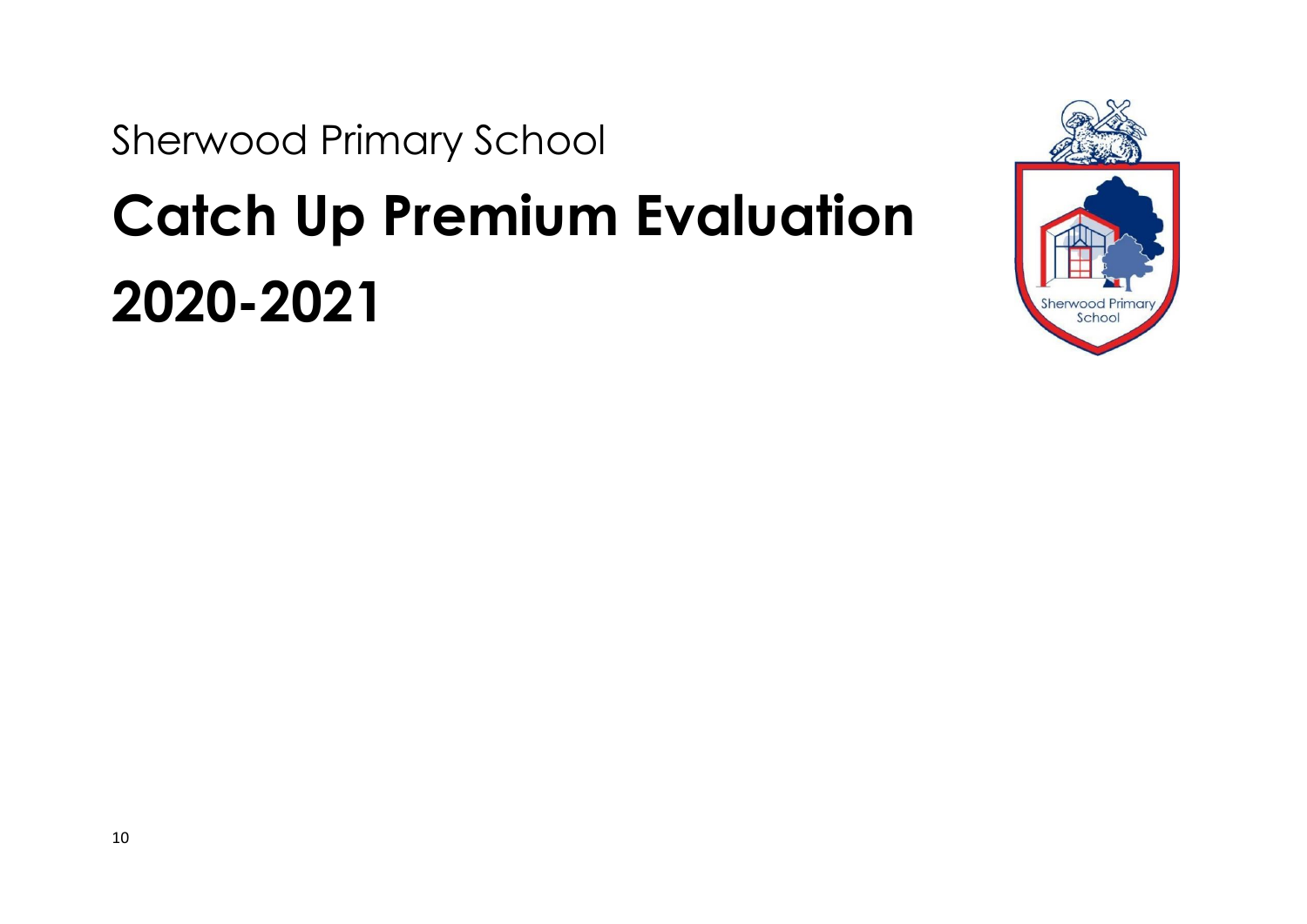Sherwood Primary School

# Catch Up Premium Evaluation 2020-2021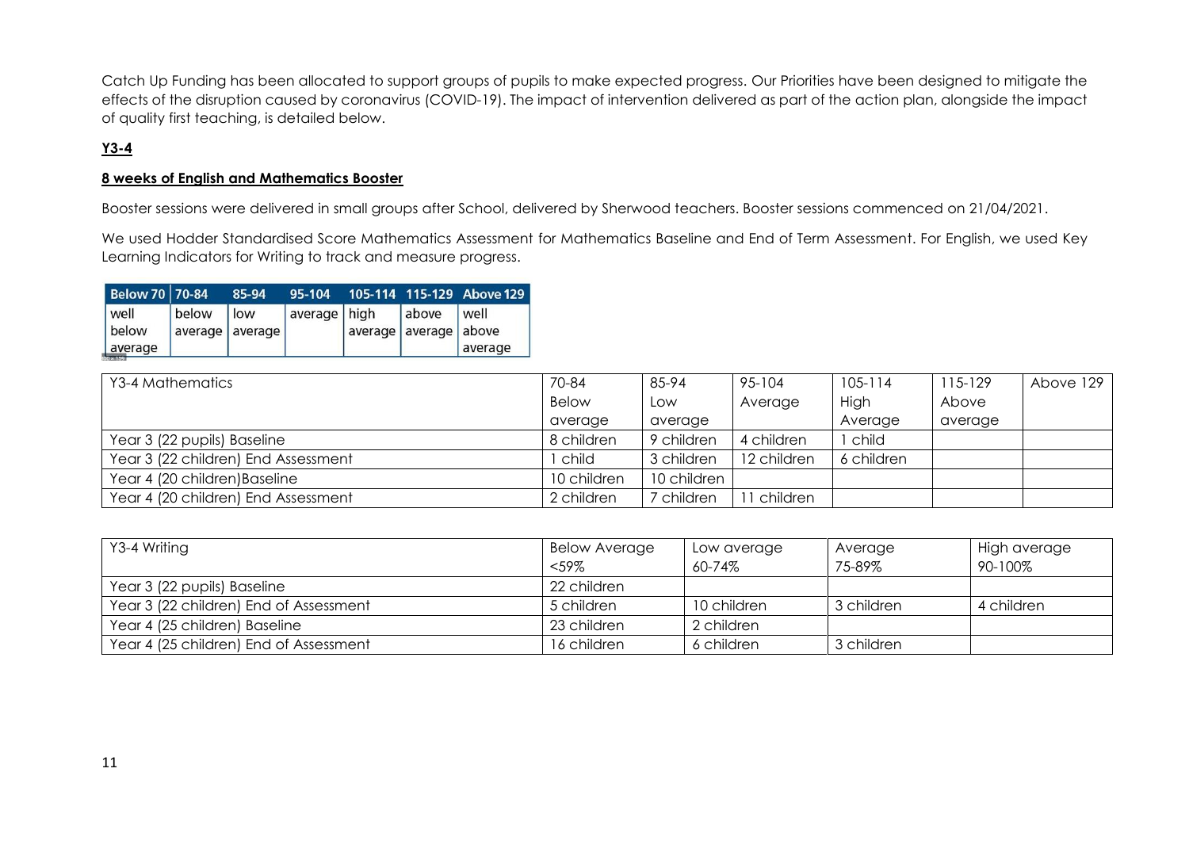Catch Up Funding has been allocated to support groups of pupils to make expected progress. Our Priorities have been designed to mitigate the effects of the disruption caused by coronavirus (COVID-19). The impact of intervention delivered as part of the action plan, alongside the impact of quality first teaching, is detailed below.

**Y3-4**

**8 weeks of English and Mathematics Booster**

Booster sessions were delivered in small groups after School, delivered by Sherwood teachers. Booster sessions commenced on 21/04/2021.

We used Hodder Standardised Score Mathematics Assessment for Mathematics Baseline and End of Term Assessment. For English, we used Key Learning Indicators for Writing to track and measure progress.

| Below 70 | 70-84 | 85-94 | 95-104 | 105-114 | 115-129 | Above 129 |
|---|---|---|---|---|---|---|
| well below average | below average | low average | average | high average | above average | well above average |

| Y3-4 Mathematics | 70-84 Below average | 85-94 Low average | 95-104 Average | 105-114 High Average | 115-129 Above average | Above 129 |
|---|---|---|---|---|---|---|
| Year 3 (22 pupils) Baseline | 8 children | 9 children | 4 children | 1 child | | |
| Year 3 (22 children) End Assessment | 1 child | 3 children | 12 children | 6 children | | |
| Year 4 (20 children)Baseline | 10 children | 10 children | | | | |
| Year 4 (20 children) End Assessment | 2 children | 7 children | 11 children | | | |

| Y3-4 Writing | Below Average <59% | Low average 60-74% | Average 75-89% | High average 90-100% |
|---|---|---|---|---|
| Year 3 (22 pupils) Baseline | 22 children | | | |
| Year 3 (22 children) End of Assessment | 5 children | 10 children | 3 children | 4 children |
| Year 4 (25 children) Baseline | 23 children | 2 children | | |
| Year 4 (25 children) End of Assessment | 16 children | 6 children | 3 children | |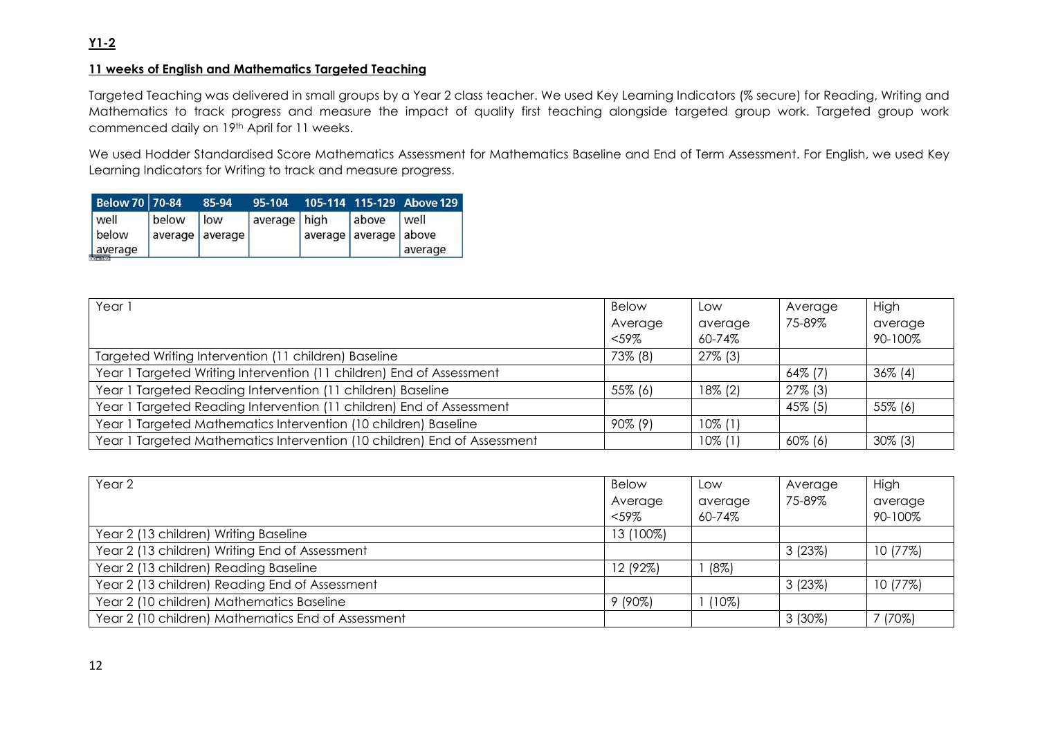**Y1-2**

**11 weeks of English and Mathematics Targeted Teaching**

Targeted Teaching was delivered in small groups by a Year 2 class teacher. We used Key Learning Indicators (% secure) for Reading, Writing and Mathematics to track progress and measure the impact of quality first teaching alongside targeted group work. Targeted group work commenced daily on 19th April for 11 weeks.

We used Hodder Standardised Score Mathematics Assessment for Mathematics Baseline and End of Term Assessment. For English, we used Key Learning Indicators for Writing to track and measure progress.

| Below 70 | 70-84 | 85-94 | 95-104 | 105-114 | 115-129 | Above 129 |
|---|---|---|---|---|---|---|
| well below average | below average | low average | average | high average | above average | well above average |

| Year 1 | Below Average <59% | Low average 60-74% | Average 75-89% | High average 90-100% |
|---|---|---|---|---|
| Targeted Writing Intervention (11 children) Baseline | 73% (8) | 27% (3) | | |
| Year 1 Targeted Writing Intervention (11 children) End of Assessment | | | 64% (7) | 36% (4) |
| Year 1 Targeted Reading Intervention (11 children) Baseline | 55% (6) | 18% (2) | 27% (3) | |
| Year 1 Targeted Reading Intervention (11 children) End of Assessment | | | 45% (5) | 55% (6) |
| Year 1 Targeted Mathematics Intervention (10 children) Baseline | 90% (9) | 10% (1) | | |
| Year 1 Targeted Mathematics Intervention (10 children) End of Assessment | | 10% (1) | 60% (6) | 30% (3) |

| Year 2 | Below Average <59% | Low average 60-74% | Average 75-89% | High average 90-100% |
|---|---|---|---|---|
| Year 2 (13 children) Writing Baseline | 13 (100%) | | | |
| Year 2 (13 children) Writing End of Assessment | | | 3 (23%) | 10 (77%) |
| Year 2 (13 children) Reading Baseline | 12 (92%) | 1 (8%) | | |
| Year 2 (13 children) Reading End of Assessment | | | 3 (23%) | 10 (77%) |
| Year 2 (10 children) Mathematics Baseline | 9 (90%) | 1 (10%) | | |
| Year 2 (10 children) Mathematics End of Assessment | | | 3 (30%) | 7 (70%) |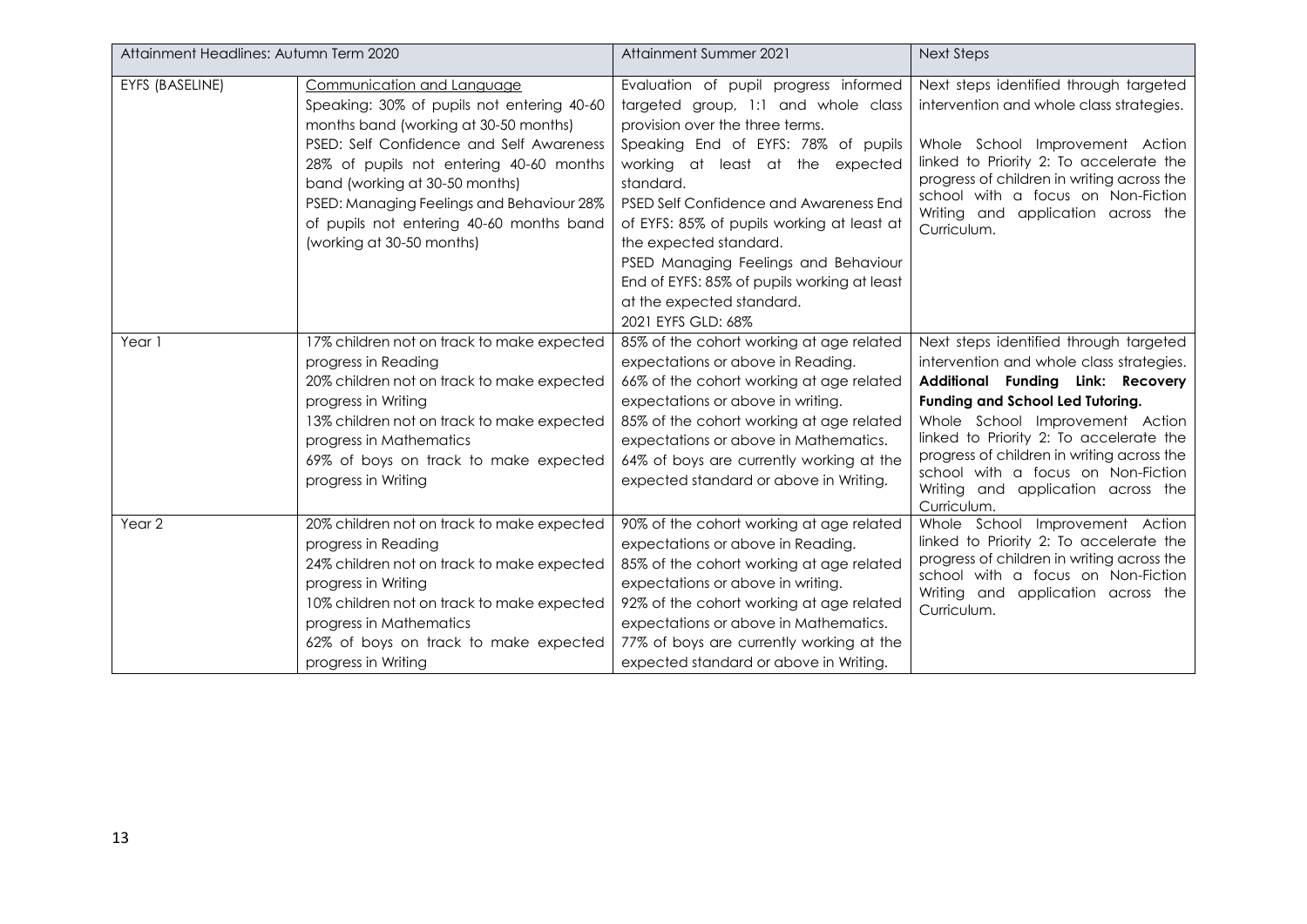| Attainment Headlines: Autumn Term 2020 | | Attainment Summer 2021 | Next Steps |
|---|---|---|---|
| EYFS (BASELINE) | Communication and Language<br>Speaking: 30% of pupils not entering 40-60 months band (working at 30-50 months)<br>PSED: Self Confidence and Self Awareness 28% of pupils not entering 40-60 months band (working at 30-50 months)<br>PSED: Managing Feelings and Behaviour 28% of pupils not entering 40-60 months band (working at 30-50 months) | Evaluation of pupil progress informed targeted group, 1:1 and whole class provision over the three terms.<br>Speaking End of EYFS: 78% of pupils working at least at the expected standard.<br>PSED Self Confidence and Awareness End of EYFS: 85% of pupils working at least at the expected standard.<br>PSED Managing Feelings and Behaviour End of EYFS: 85% of pupils working at least at the expected standard.<br>2021 EYFS GLD: 68% | Next steps identified through targeted intervention and whole class strategies.<br><br>Whole School Improvement Action linked to Priority 2: To accelerate the progress of children in writing across the school with a focus on Non-Fiction Writing and application across the Curriculum. |
| Year 1 | 17% children not on track to make expected progress in Reading<br>20% children not on track to make expected progress in Writing<br>13% children not on track to make expected progress in Mathematics<br>69% of boys on track to make expected progress in Writing | 85% of the cohort working at age related expectations or above in Reading.<br>66% of the cohort working at age related expectations or above in writing.<br>85% of the cohort working at age related expectations or above in Mathematics.<br>64% of boys are currently working at the expected standard or above in Writing. | Next steps identified through targeted intervention and whole class strategies.<br>**Additional Funding Link: Recovery Funding and School Led Tutoring.**<br>Whole School Improvement Action linked to Priority 2: To accelerate the progress of children in writing across the school with a focus on Non-Fiction Writing and application across the Curriculum. |
| Year 2 | 20% children not on track to make expected progress in Reading<br>24% children not on track to make expected progress in Writing<br>10% children not on track to make expected progress in Mathematics<br>62% of boys on track to make expected progress in Writing | 90% of the cohort working at age related expectations or above in Reading.<br>85% of the cohort working at age related expectations or above in writing.<br>92% of the cohort working at age related expectations or above in Mathematics.<br>77% of boys are currently working at the expected standard or above in Writing. | Whole School Improvement Action linked to Priority 2: To accelerate the progress of children in writing across the school with a focus on Non-Fiction Writing and application across the Curriculum. |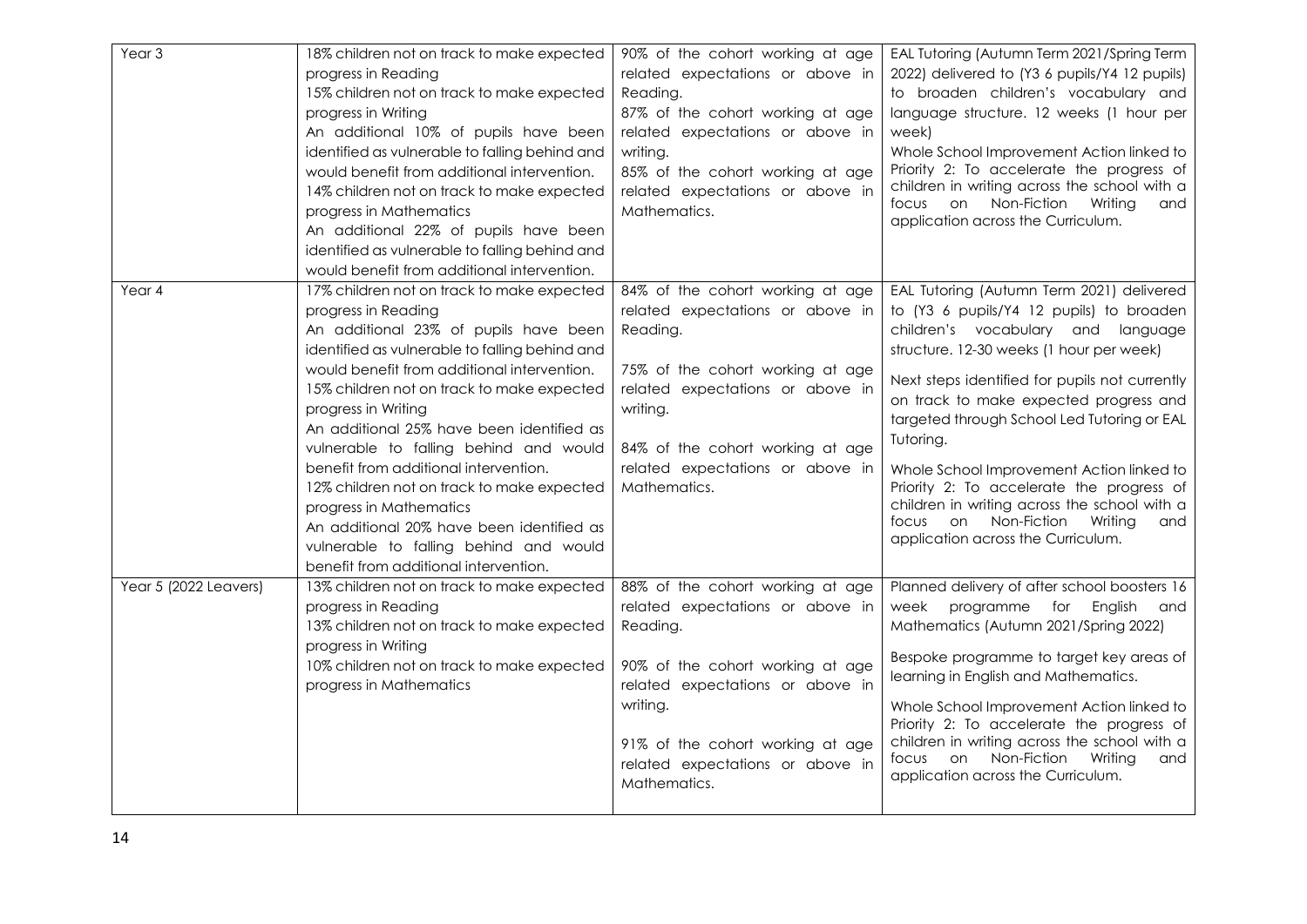| Year 3 | 18% children not on track to make expected progress in Reading<br>15% children not on track to make expected progress in Writing<br>An additional 10% of pupils have been identified as vulnerable to falling behind and would benefit from additional intervention.<br>14% children not on track to make expected progress in Mathematics<br>An additional 22% of pupils have been identified as vulnerable to falling behind and would benefit from additional intervention. | 90% of the cohort working at age related expectations or above in Reading.<br>87% of the cohort working at age related expectations or above in writing.<br>85% of the cohort working at age related expectations or above in Mathematics. | EAL Tutoring (Autumn Term 2021/Spring Term 2022) delivered to (Y3 6 pupils/Y4 12 pupils) to broaden children's vocabulary and language structure. 12 weeks (1 hour per week)<br>Whole School Improvement Action linked to Priority 2: To accelerate the progress of children in writing across the school with a focus on Non-Fiction Writing and application across the Curriculum. |
|---|---|---|---|
| Year 4 | 17% children not on track to make expected progress in Reading<br>An additional 23% of pupils have been identified as vulnerable to falling behind and would benefit from additional intervention.<br>15% children not on track to make expected progress in Writing<br>An additional 25% have been identified as vulnerable to falling behind and would benefit from additional intervention.<br>12% children not on track to make expected progress in Mathematics<br>An additional 20% have been identified as vulnerable to falling behind and would benefit from additional intervention. | 84% of the cohort working at age related expectations or above in Reading.<br><br>75% of the cohort working at age related expectations or above in writing.<br><br>84% of the cohort working at age related expectations or above in Mathematics. | EAL Tutoring (Autumn Term 2021) delivered to (Y3 6 pupils/Y4 12 pupils) to broaden children's vocabulary and language structure. 12-30 weeks (1 hour per week)<br><br>Next steps identified for pupils not currently on track to make expected progress and targeted through School Led Tutoring or EAL Tutoring.<br><br>Whole School Improvement Action linked to Priority 2: To accelerate the progress of children in writing across the school with a focus on Non-Fiction Writing and application across the Curriculum. |
| Year 5 (2022 Leavers) | 13% children not on track to make expected progress in Reading<br>13% children not on track to make expected progress in Writing<br>10% children not on track to make expected progress in Mathematics | 88% of the cohort working at age related expectations or above in Reading.<br><br>90% of the cohort working at age related expectations or above in writing.<br><br>91% of the cohort working at age related expectations or above in Mathematics. | Planned delivery of after school boosters 16 week programme for English and Mathematics (Autumn 2021/Spring 2022)<br><br>Bespoke programme to target key areas of learning in English and Mathematics.<br><br>Whole School Improvement Action linked to Priority 2: To accelerate the progress of children in writing across the school with a focus on Non-Fiction Writing and application across the Curriculum. |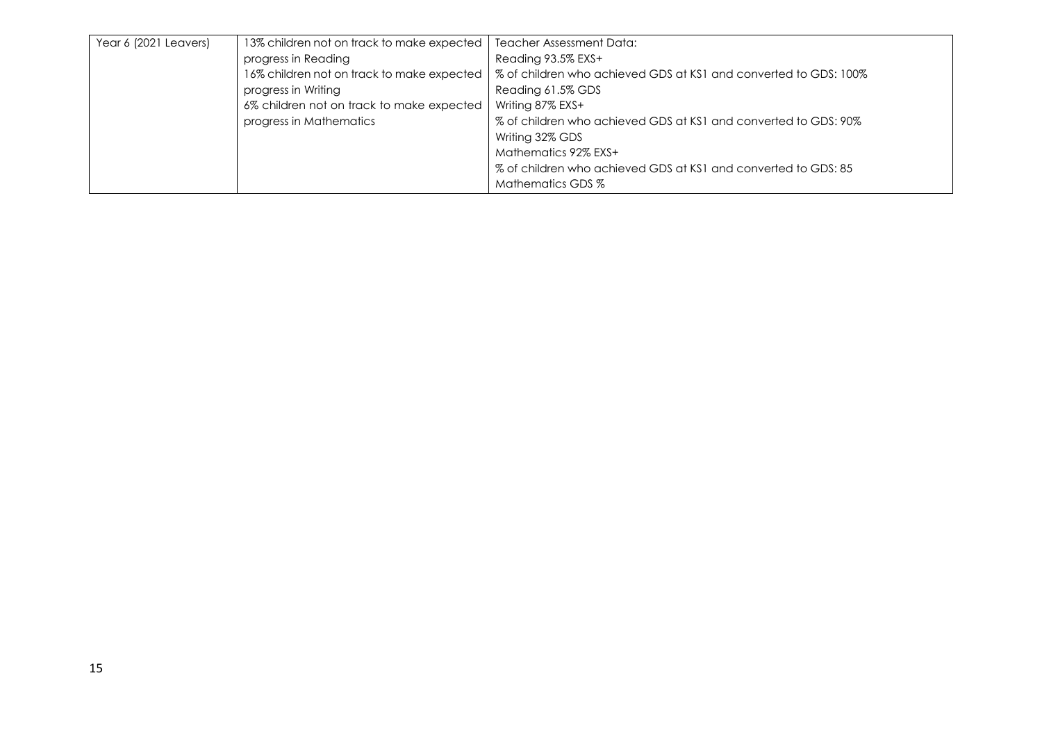| | | |
|---|---|---|
| Year 6 (2021 Leavers) | 13% children not on track to make expected progress in Reading<br>16% children not on track to make expected progress in Writing<br>6% children not on track to make expected progress in Mathematics | Teacher Assessment Data:<br>Reading 93.5% EXS+<br>% of children who achieved GDS at KS1 and converted to GDS: 100%<br>Reading 61.5% GDS<br>Writing 87% EXS+<br>% of children who achieved GDS at KS1 and converted to GDS: 90%<br>Writing 32% GDS<br>Mathematics 92% EXS+<br>% of children who achieved GDS at KS1 and converted to GDS: 85<br>Mathematics GDS % |